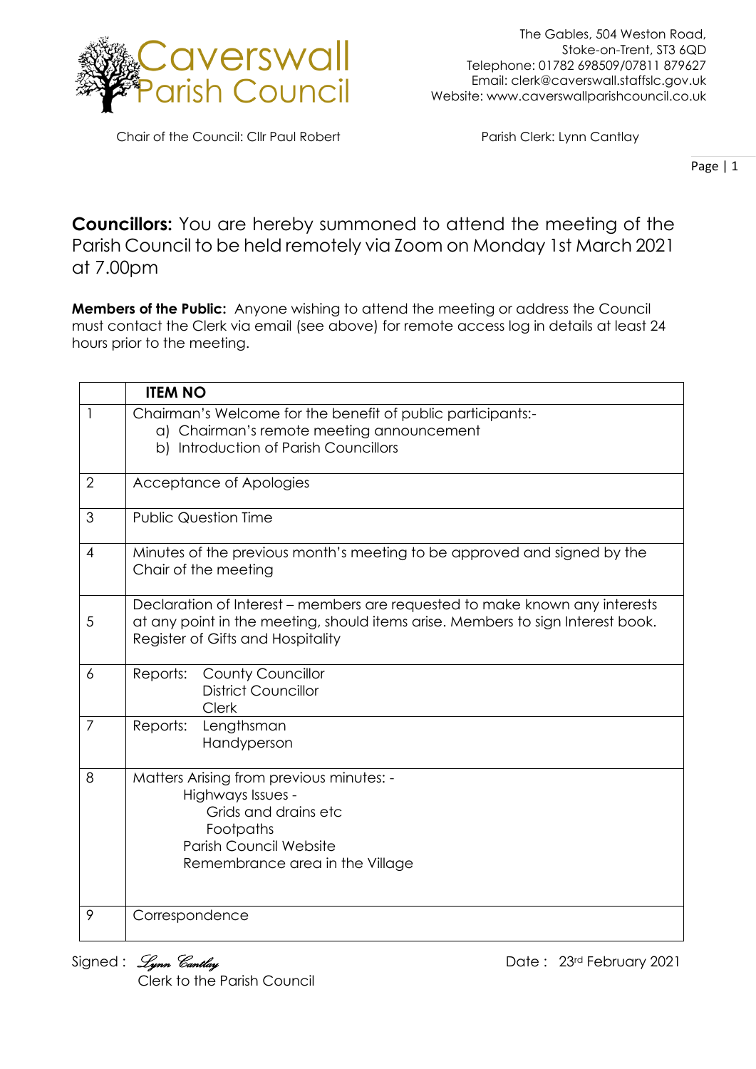# Caverswall Parish Council

The Gables, 504 Weston Road,
Stoke-on-Trent, ST3 6QD
Telephone: 01782 698509/07811 879627
Email: clerk@caverswall.staffslc.gov.uk
Website: www.caverswallparishcouncil.co.uk

Chair of the Council: Cllr Paul Robert

Parish Clerk: Lynn Cantlay

**Councillors:** You are hereby summoned to attend the meeting of the Parish Council to be held remotely via Zoom on Monday 1st March 2021 at 7.00pm

**Members of the Public:** Anyone wishing to attend the meeting or address the Council must contact the Clerk via email (see above) for remote access log in details at least 24 hours prior to the meeting.

| | **ITEM NO** |
|---|---|
| 1 | Chairman's Welcome for the benefit of public participants:-<br>a) Chairman's remote meeting announcement<br>b) Introduction of Parish Councillors |
| 2 | Acceptance of Apologies |
| 3 | Public Question Time |
| 4 | Minutes of the previous month's meeting to be approved and signed by the Chair of the meeting |
| 5 | Declaration of Interest – members are requested to make known any interests at any point in the meeting, should items arise. Members to sign Interest book. Register of Gifts and Hospitality |
| 6 | Reports: County Councillor<br>District Councillor<br>Clerk |
| 7 | Reports: Lengthsman<br>Handyperson |
| 8 | Matters Arising from previous minutes: -<br>Highways Issues -<br>Grids and drains etc<br>Footpaths<br>Parish Council Website<br>Remembrance area in the Village |
| 9 | Correspondence |

Signed : *Lynn Cantlay*
Clerk to the Parish Council

Date : 23rd February 2021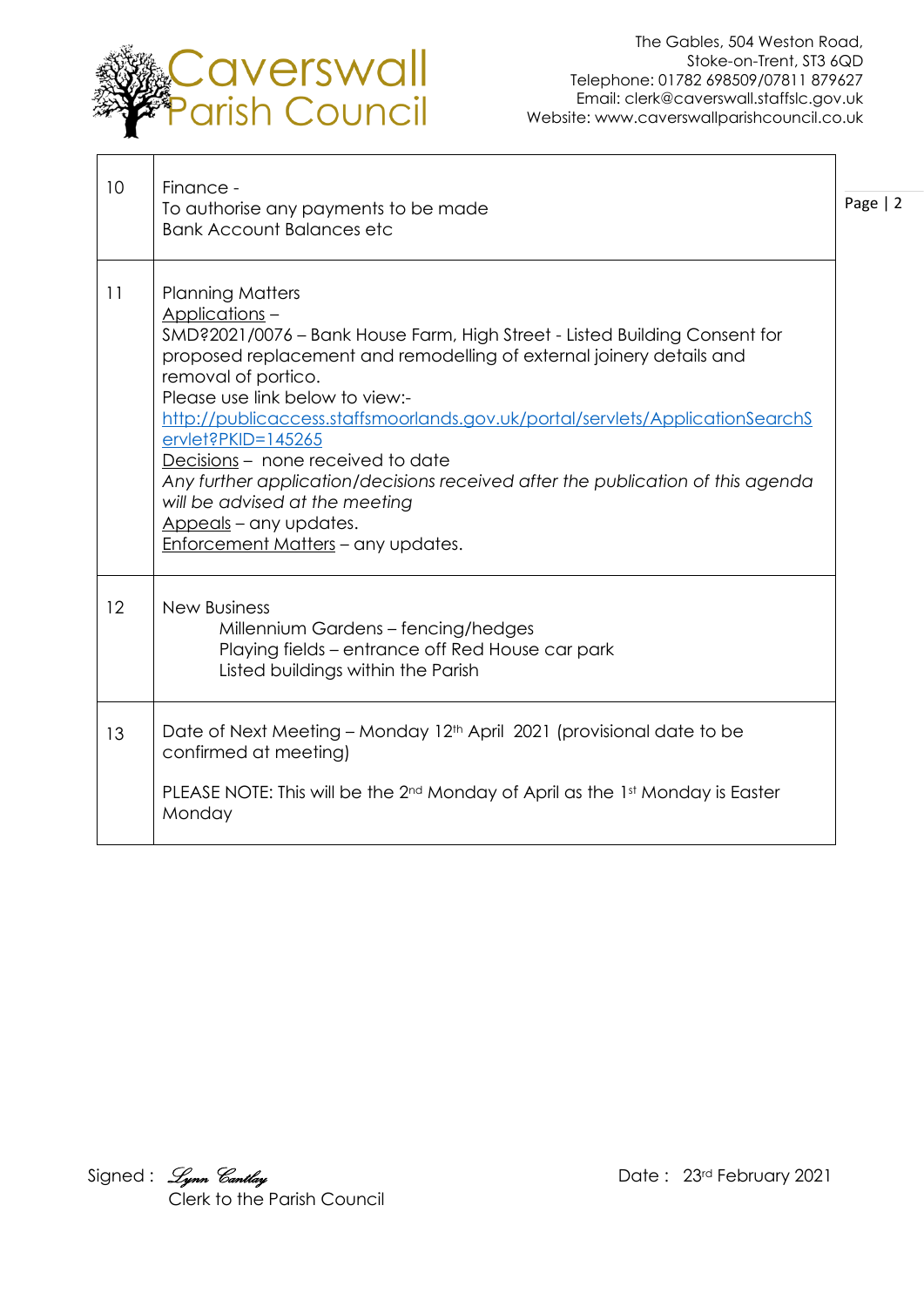# Caverswall Parish Council

The Gables, 504 Weston Road,
Stoke-on-Trent, ST3 6QD
Telephone: 01782 698509/07811 879627
Email: clerk@caverswall.staffslc.gov.uk
Website: www.caverswallparishcouncil.co.uk

| | |
|---|---|
| 10 | Finance -<br>To authorise any payments to be made<br>Bank Account Balances etc |
| 11 | Planning Matters<br>Applications –<br>SMD?2021/0076 – Bank House Farm, High Street - Listed Building Consent for proposed replacement and remodelling of external joinery details and removal of portico.<br>Please use link below to view:-<br>http://publicaccess.staffsmoorlands.gov.uk/portal/servlets/ApplicationSearchServlet?PKID=145265<br>Decisions – none received to date<br>*Any further application/decisions received after the publication of this agenda will be advised at the meeting*<br>Appeals – any updates.<br>Enforcement Matters – any updates. |
| 12 | New Business<br>Millennium Gardens – fencing/hedges<br>Playing fields – entrance off Red House car park<br>Listed buildings within the Parish |
| 13 | Date of Next Meeting – Monday 12th April 2021 (provisional date to be confirmed at meeting)<br><br>PLEASE NOTE: This will be the 2nd Monday of April as the 1st Monday is Easter Monday |

Signed : *Lynn Cantlay*
Clerk to the Parish Council

Date : 23rd February 2021